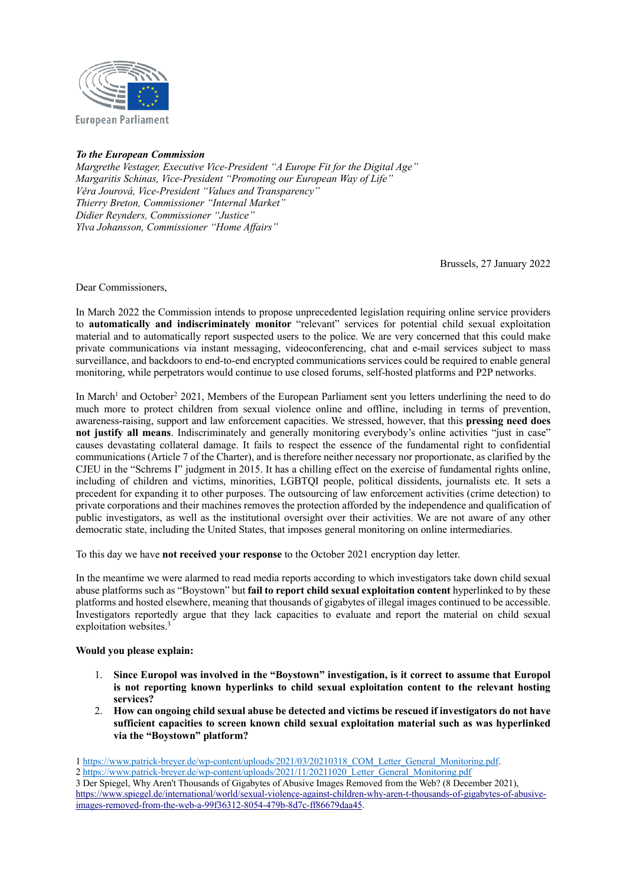European Parliament

***To the European Commission***
*Margrethe Vestager, Executive Vice-President "A Europe Fit for the Digital Age"*
*Margaritis Schinas, Vice-President "Promoting our European Way of Life"*
*Věra Jourová, Vice-President "Values and Transparency"*
*Thierry Breton, Commissioner "Internal Market"*
*Didier Reynders, Commissioner "Justice"*
*Ylva Johansson, Commissioner "Home Affairs"*

Brussels, 27 January 2022

Dear Commissioners,

In March 2022 the Commission intends to propose unprecedented legislation requiring online service providers to **automatically and indiscriminately monitor** "relevant" services for potential child sexual exploitation material and to automatically report suspected users to the police. We are very concerned that this could make private communications via instant messaging, videoconferencing, chat and e-mail services subject to mass surveillance, and backdoors to end-to-end encrypted communications services could be required to enable general monitoring, while perpetrators would continue to use closed forums, self-hosted platforms and P2P networks.

In March[1] and October[2] 2021, Members of the European Parliament sent you letters underlining the need to do much more to protect children from sexual violence online and offline, including in terms of prevention, awareness-raising, support and law enforcement capacities. We stressed, however, that this **pressing need does not justify all means**. Indiscriminately and generally monitoring everybody's online activities "just in case" causes devastating collateral damage. It fails to respect the essence of the fundamental right to confidential communications (Article 7 of the Charter), and is therefore neither necessary nor proportionate, as clarified by the CJEU in the "Schrems I" judgment in 2015. It has a chilling effect on the exercise of fundamental rights online, including of children and victims, minorities, LGBTQI people, political dissidents, journalists etc. It sets a precedent for expanding it to other purposes. The outsourcing of law enforcement activities (crime detection) to private corporations and their machines removes the protection afforded by the independence and qualification of public investigators, as well as the institutional oversight over their activities. We are not aware of any other democratic state, including the United States, that imposes general monitoring on online intermediaries.

To this day we have **not received your response** to the October 2021 encryption day letter.

In the meantime we were alarmed to read media reports according to which investigators take down child sexual abuse platforms such as "Boystown" but **fail to report child sexual exploitation content** hyperlinked to by these platforms and hosted elsewhere, meaning that thousands of gigabytes of illegal images continued to be accessible. Investigators reportedly argue that they lack capacities to evaluate and report the material on child sexual exploitation websites.[3]

**Would you please explain:**

1. **Since Europol was involved in the "Boystown" investigation, is it correct to assume that Europol is not reporting known hyperlinks to child sexual exploitation content to the relevant hosting services?**
2. **How can ongoing child sexual abuse be detected and victims be rescued if investigators do not have sufficient capacities to screen known child sexual exploitation material such as was hyperlinked via the "Boystown" platform?**

1 https://www.patrick-breyer.de/wp-content/uploads/2021/03/20210318_COM_Letter_General_Monitoring.pdf.
2 https://www.patrick-breyer.de/wp-content/uploads/2021/11/20211020_Letter_General_Monitoring.pdf
3 Der Spiegel, Why Aren't Thousands of Gigabytes of Abusive Images Removed from the Web? (8 December 2021), https://www.spiegel.de/international/world/sexual-violence-against-children-why-aren-t-thousands-of-gigabytes-of-abusive-images-removed-from-the-web-a-99f36312-8054-479b-8d7c-ff86679daa45.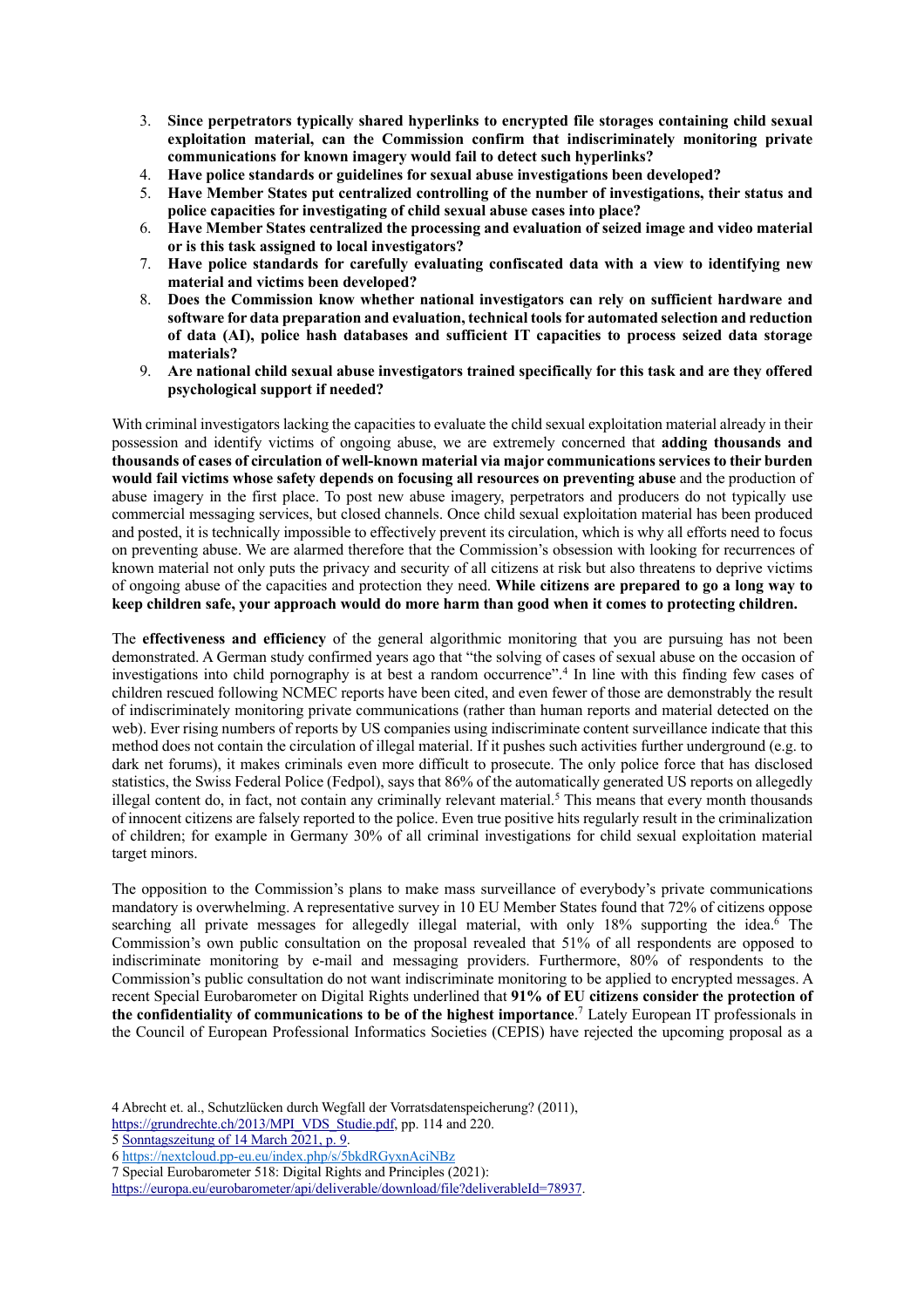3. **Since perpetrators typically shared hyperlinks to encrypted file storages containing child sexual exploitation material, can the Commission confirm that indiscriminately monitoring private communications for known imagery would fail to detect such hyperlinks?**
4. **Have police standards or guidelines for sexual abuse investigations been developed?**
5. **Have Member States put centralized controlling of the number of investigations, their status and police capacities for investigating of child sexual abuse cases into place?**
6. **Have Member States centralized the processing and evaluation of seized image and video material or is this task assigned to local investigators?**
7. **Have police standards for carefully evaluating confiscated data with a view to identifying new material and victims been developed?**
8. **Does the Commission know whether national investigators can rely on sufficient hardware and software for data preparation and evaluation, technical tools for automated selection and reduction of data (AI), police hash databases and sufficient IT capacities to process seized data storage materials?**
9. **Are national child sexual abuse investigators trained specifically for this task and are they offered psychological support if needed?**

With criminal investigators lacking the capacities to evaluate the child sexual exploitation material already in their possession and identify victims of ongoing abuse, we are extremely concerned that **adding thousands and thousands of cases of circulation of well-known material via major communications services to their burden would fail victims whose safety depends on focusing all resources on preventing abuse** and the production of abuse imagery in the first place. To post new abuse imagery, perpetrators and producers do not typically use commercial messaging services, but closed channels. Once child sexual exploitation material has been produced and posted, it is technically impossible to effectively prevent its circulation, which is why all efforts need to focus on preventing abuse. We are alarmed therefore that the Commission's obsession with looking for recurrences of known material not only puts the privacy and security of all citizens at risk but also threatens to deprive victims of ongoing abuse of the capacities and protection they need. **While citizens are prepared to go a long way to keep children safe, your approach would do more harm than good when it comes to protecting children.**

The **effectiveness and efficiency** of the general algorithmic monitoring that you are pursuing has not been demonstrated. A German study confirmed years ago that "the solving of cases of sexual abuse on the occasion of investigations into child pornography is at best a random occurrence".[4] In line with this finding few cases of children rescued following NCMEC reports have been cited, and even fewer of those are demonstrably the result of indiscriminately monitoring private communications (rather than human reports and material detected on the web). Ever rising numbers of reports by US companies using indiscriminate content surveillance indicate that this method does not contain the circulation of illegal material. If it pushes such activities further underground (e.g. to dark net forums), it makes criminals even more difficult to prosecute. The only police force that has disclosed statistics, the Swiss Federal Police (Fedpol), says that 86% of the automatically generated US reports on allegedly illegal content do, in fact, not contain any criminally relevant material.[5] This means that every month thousands of innocent citizens are falsely reported to the police. Even true positive hits regularly result in the criminalization of children; for example in Germany 30% of all criminal investigations for child sexual exploitation material target minors.

The opposition to the Commission's plans to make mass surveillance of everybody's private communications mandatory is overwhelming. A representative survey in 10 EU Member States found that 72% of citizens oppose searching all private messages for allegedly illegal material, with only 18% supporting the idea.[6] The Commission's own public consultation on the proposal revealed that 51% of all respondents are opposed to indiscriminate monitoring by e-mail and messaging providers. Furthermore, 80% of respondents to the Commission's public consultation do not want indiscriminate monitoring to be applied to encrypted messages. A recent Special Eurobarometer on Digital Rights underlined that **91% of EU citizens consider the protection of the confidentiality of communications to be of the highest importance**.[7] Lately European IT professionals in the Council of European Professional Informatics Societies (CEPIS) have rejected the upcoming proposal as a

---

4 Abrecht et. al., Schutzlücken durch Wegfall der Vorratsdatenspeicherung? (2011), https://grundrechte.ch/2013/MPI_VDS_Studie.pdf, pp. 114 and 220.

5 Sonntagszeitung of 14 March 2021, p. 9.

6 https://nextcloud.pp-eu.eu/index.php/s/5bkdRGyxnAciNBz

7 Special Eurobarometer 518: Digital Rights and Principles (2021): https://europa.eu/eurobarometer/api/deliverable/download/file?deliverableId=78937.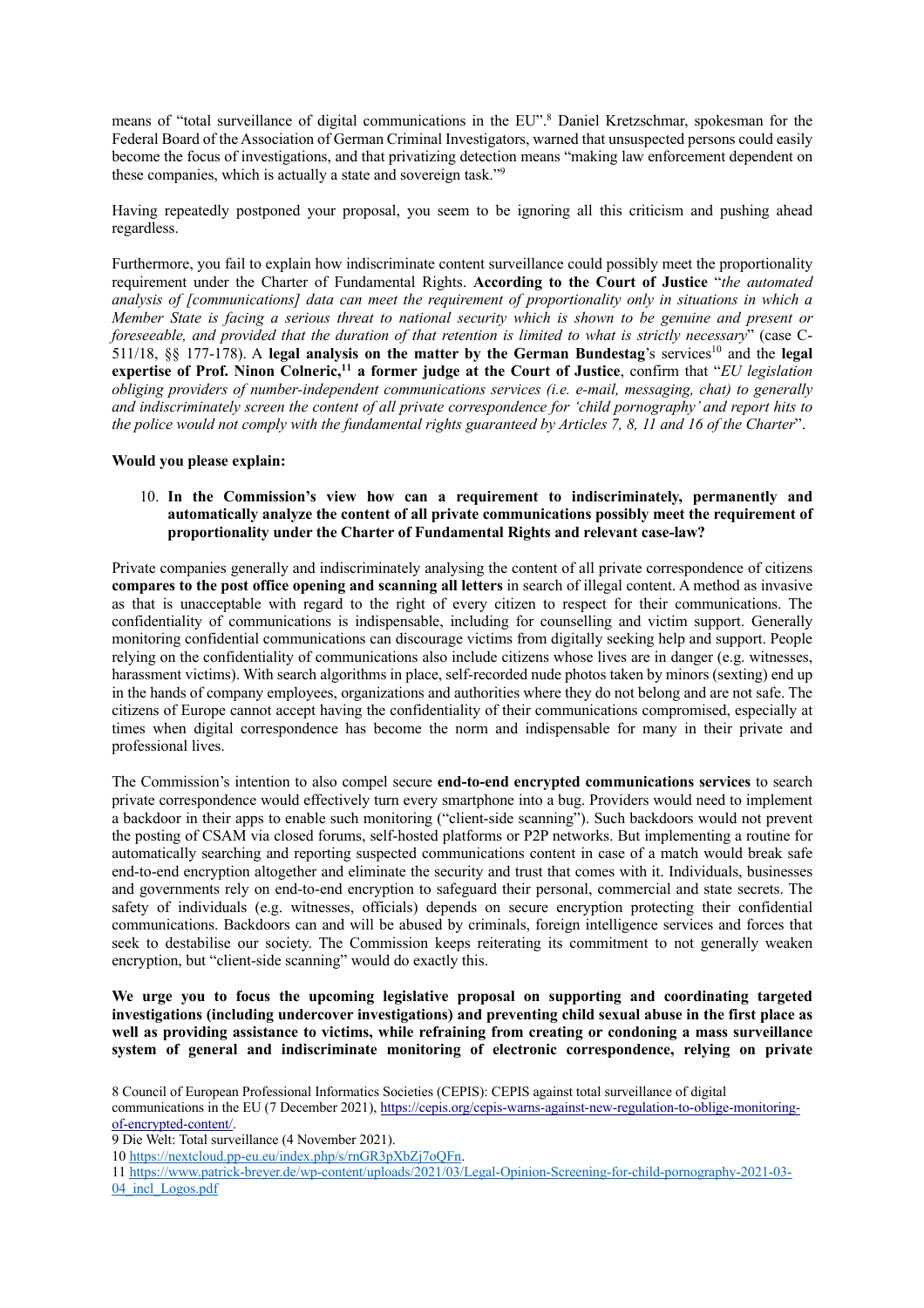means of "total surveillance of digital communications in the EU".[8] Daniel Kretzschmar, spokesman for the Federal Board of the Association of German Criminal Investigators, warned that unsuspected persons could easily become the focus of investigations, and that privatizing detection means "making law enforcement dependent on these companies, which is actually a state and sovereign task."[9]

Having repeatedly postponed your proposal, you seem to be ignoring all this criticism and pushing ahead regardless.

Furthermore, you fail to explain how indiscriminate content surveillance could possibly meet the proportionality requirement under the Charter of Fundamental Rights. **According to the Court of Justice** "*the automated analysis of [communications] data can meet the requirement of proportionality only in situations in which a Member State is facing a serious threat to national security which is shown to be genuine and present or foreseeable, and provided that the duration of that retention is limited to what is strictly necessary*" (case C-511/18, §§ 177-178). A **legal analysis on the matter by the German Bundestag**'s services[10] and the **legal expertise of Prof. Ninon Colneric,[11] a former judge at the Court of Justice**, confirm that "*EU legislation obliging providers of number-independent communications services (i.e. e-mail, messaging, chat) to generally and indiscriminately screen the content of all private correspondence for 'child pornography' and report hits to the police would not comply with the fundamental rights guaranteed by Articles 7, 8, 11 and 16 of the Charter*".

**Would you please explain:**

10. **In the Commission's view how can a requirement to indiscriminately, permanently and automatically analyze the content of all private communications possibly meet the requirement of proportionality under the Charter of Fundamental Rights and relevant case-law?**

Private companies generally and indiscriminately analysing the content of all private correspondence of citizens **compares to the post office opening and scanning all letters** in search of illegal content. A method as invasive as that is unacceptable with regard to the right of every citizen to respect for their communications. The confidentiality of communications is indispensable, including for counselling and victim support. Generally monitoring confidential communications can discourage victims from digitally seeking help and support. People relying on the confidentiality of communications also include citizens whose lives are in danger (e.g. witnesses, harassment victims). With search algorithms in place, self-recorded nude photos taken by minors (sexting) end up in the hands of company employees, organizations and authorities where they do not belong and are not safe. The citizens of Europe cannot accept having the confidentiality of their communications compromised, especially at times when digital correspondence has become the norm and indispensable for many in their private and professional lives.

The Commission's intention to also compel secure **end-to-end encrypted communications services** to search private correspondence would effectively turn every smartphone into a bug. Providers would need to implement a backdoor in their apps to enable such monitoring ("client-side scanning"). Such backdoors would not prevent the posting of CSAM via closed forums, self-hosted platforms or P2P networks. But implementing a routine for automatically searching and reporting suspected communications content in case of a match would break safe end-to-end encryption altogether and eliminate the security and trust that comes with it. Individuals, businesses and governments rely on end-to-end encryption to safeguard their personal, commercial and state secrets. The safety of individuals (e.g. witnesses, officials) depends on secure encryption protecting their confidential communications. Backdoors can and will be abused by criminals, foreign intelligence services and forces that seek to destabilise our society. The Commission keeps reiterating its commitment to not generally weaken encryption, but "client-side scanning" would do exactly this.

**We urge you to focus the upcoming legislative proposal on supporting and coordinating targeted investigations (including undercover investigations) and preventing child sexual abuse in the first place as well as providing assistance to victims, while refraining from creating or condoning a mass surveillance system of general and indiscriminate monitoring of electronic correspondence, relying on private**

8 Council of European Professional Informatics Societies (CEPIS): CEPIS against total surveillance of digital communications in the EU (7 December 2021), https://cepis.org/cepis-warns-against-new-regulation-to-oblige-monitoring-of-encrypted-content/.

9 Die Welt: Total surveillance (4 November 2021).

10 https://nextcloud.pp-eu.eu/index.php/s/rnGR3pXbZj7oQFn.

11 https://www.patrick-breyer.de/wp-content/uploads/2021/03/Legal-Opinion-Screening-for-child-pornography-2021-03-04_incl_Logos.pdf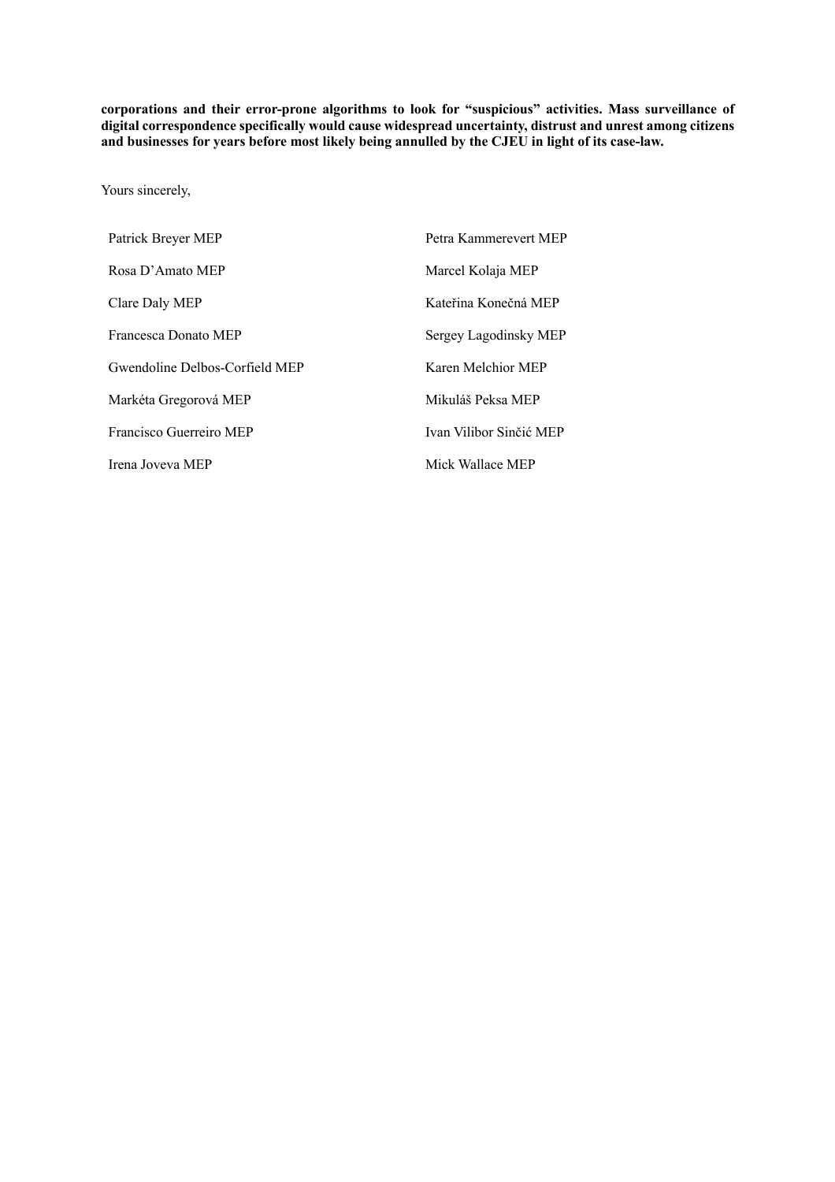**corporations and their error-prone algorithms to look for "suspicious" activities. Mass surveillance of digital correspondence specifically would cause widespread uncertainty, distrust and unrest among citizens and businesses for years before most likely being annulled by the CJEU in light of its case-law.**

Yours sincerely,

Patrick Breyer MEP

Rosa D'Amato MEP

Clare Daly MEP

Francesca Donato MEP

Gwendoline Delbos-Corfield MEP

Markéta Gregorová MEP

Francisco Guerreiro MEP

Irena Joveva MEP

Petra Kammerevert MEP

Marcel Kolaja MEP

Kateřina Konečná MEP

Sergey Lagodinsky MEP

Karen Melchior MEP

Mikuláš Peksa MEP

Ivan Vilibor Sinčić MEP

Mick Wallace MEP